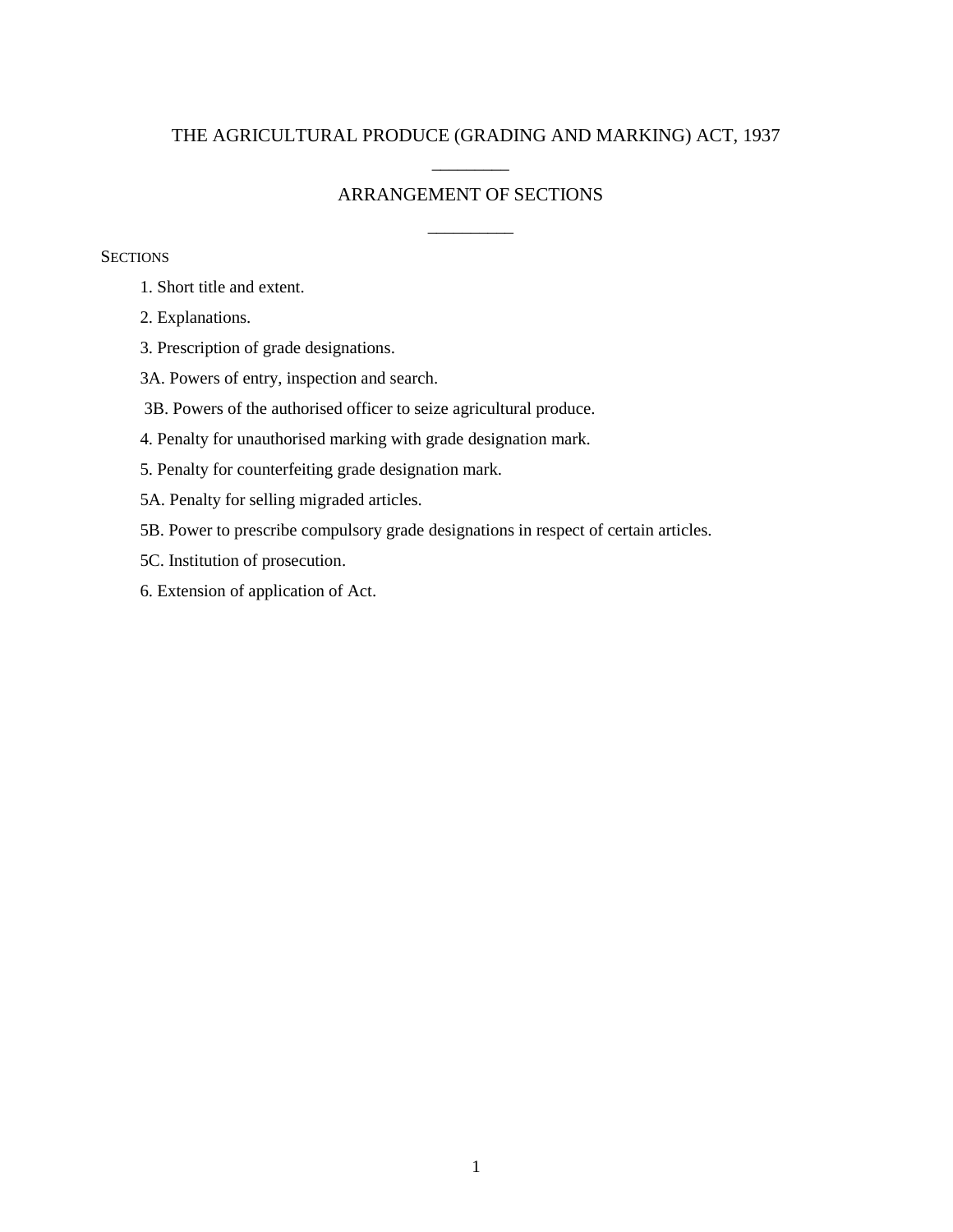# THE AGRICULTURAL PRODUCE (GRADING AND MARKING) ACT, 1937

________

## ARRANGEMENT OF SECTIONS

_________

SECTIONS

1. Short title and extent.

2. Explanations.

3. Prescription of grade designations.

3A. Powers of entry, inspection and search.

3B. Powers of the authorised officer to seize agricultural produce.

4. Penalty for unauthorised marking with grade designation mark.

5. Penalty for counterfeiting grade designation mark.

5A. Penalty for selling migraded articles.

5B. Power to prescribe compulsory grade designations in respect of certain articles.

5C. Institution of prosecution.

6. Extension of application of Act.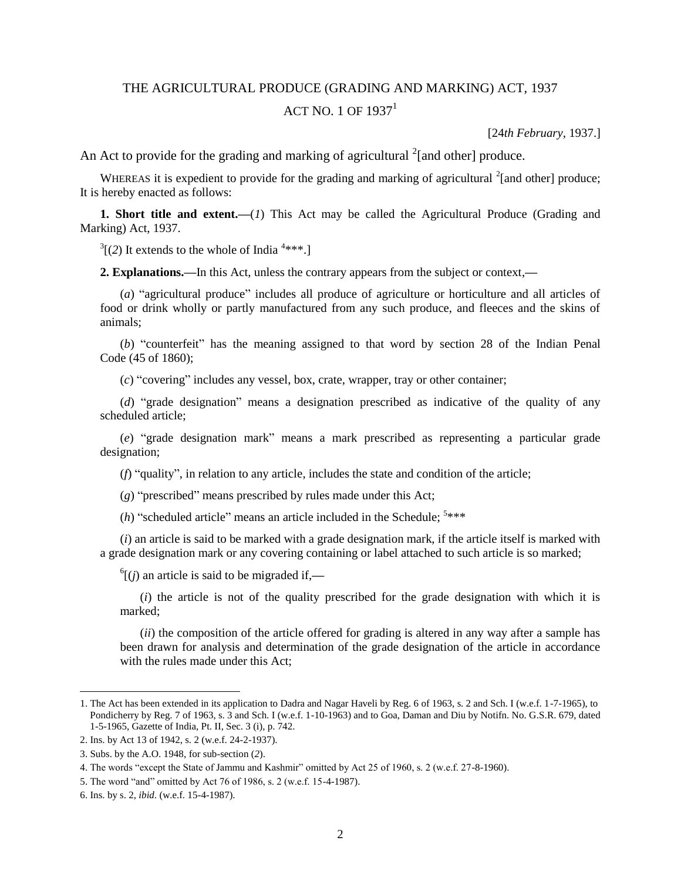# THE AGRICULTURAL PRODUCE (GRADING AND MARKING) ACT, 1937

## ACT NO. 1 OF 1937[1]

[24*th February*, 1937.]

An Act to provide for the grading and marking of agricultural [2][and other] produce.

WHEREAS it is expedient to provide for the grading and marking of agricultural [2][and other] produce; It is hereby enacted as follows:

**1. Short title and extent.**—(*1*) This Act may be called the Agricultural Produce (Grading and Marking) Act, 1937.

[3][(*2*) It extends to the whole of India [4]***.]

**2. Explanations.**—In this Act, unless the contrary appears from the subject or context,—

(*a*) "agricultural produce" includes all produce of agriculture or horticulture and all articles of food or drink wholly or partly manufactured from any such produce, and fleeces and the skins of animals;

(*b*) "counterfeit" has the meaning assigned to that word by section 28 of the Indian Penal Code (45 of 1860);

(*c*) "covering" includes any vessel, box, crate, wrapper, tray or other container;

(*d*) "grade designation" means a designation prescribed as indicative of the quality of any scheduled article;

(*e*) "grade designation mark" means a mark prescribed as representing a particular grade designation;

(*f*) "quality", in relation to any article, includes the state and condition of the article;

(*g*) "prescribed" means prescribed by rules made under this Act;

(*h*) "scheduled article" means an article included in the Schedule; [5]***

(*i*) an article is said to be marked with a grade designation mark, if the article itself is marked with a grade designation mark or any covering containing or label attached to such article is so marked;

[6][(*j*) an article is said to be migraded if,—

(*i*) the article is not of the quality prescribed for the grade designation with which it is marked;

(*ii*) the composition of the article offered for grading is altered in any way after a sample has been drawn for analysis and determination of the grade designation of the article in accordance with the rules made under this Act;

---

1. The Act has been extended in its application to Dadra and Nagar Haveli by Reg. 6 of 1963, s. 2 and Sch. I (w.e.f. 1-7-1965), to Pondicherry by Reg. 7 of 1963, s. 3 and Sch. I (w.e.f. 1-10-1963) and to Goa, Daman and Diu by Notifn. No. G.S.R. 679, dated 1-5-1965, Gazette of India, Pt. II, Sec. 3 (i), p. 742.
2. Ins. by Act 13 of 1942, s. 2 (w.e.f. 24-2-1937).
3. Subs. by the A.O. 1948, for sub-section (*2*).
4. The words "except the State of Jammu and Kashmir" omitted by Act 25 of 1960, s. 2 (w.e.f. 27-8-1960).
5. The word "and" omitted by Act 76 of 1986, s. 2 (w.e.f. 15-4-1987).
6. Ins. by s. 2, *ibid*. (w.e.f. 15-4-1987).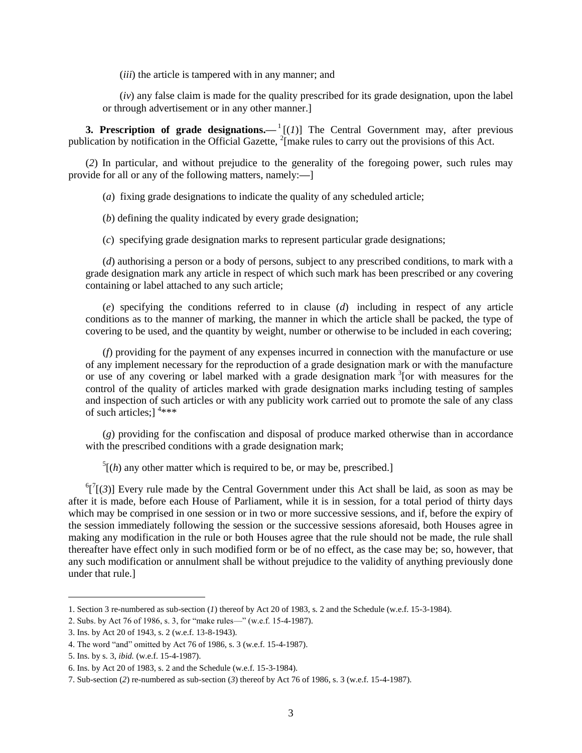(*iii*) the article is tampered with in any manner; and

(*iv*) any false claim is made for the quality prescribed for its grade designation, upon the label or through advertisement or in any other manner.]

**3. Prescription of grade designations.—** [1][(*1*)] The Central Government may, after previous publication by notification in the Official Gazette, [2][make rules to carry out the provisions of this Act.

(*2*) In particular, and without prejudice to the generality of the foregoing power, such rules may provide for all or any of the following matters, namely:—]

(*a*) fixing grade designations to indicate the quality of any scheduled article;

(*b*) defining the quality indicated by every grade designation;

(*c*) specifying grade designation marks to represent particular grade designations;

(*d*) authorising a person or a body of persons, subject to any prescribed conditions, to mark with a grade designation mark any article in respect of which such mark has been prescribed or any covering containing or label attached to any such article;

(*e*) specifying the conditions referred to in clause (*d*) including in respect of any article conditions as to the manner of marking, the manner in which the article shall be packed, the type of covering to be used, and the quantity by weight, number or otherwise to be included in each covering;

(*f*) providing for the payment of any expenses incurred in connection with the manufacture or use of any implement necessary for the reproduction of a grade designation mark or with the manufacture or use of any covering or label marked with a grade designation mark [3][or with measures for the control of the quality of articles marked with grade designation marks including testing of samples and inspection of such articles or with any publicity work carried out to promote the sale of any class of such articles;] [4]***

(*g*) providing for the confiscation and disposal of produce marked otherwise than in accordance with the prescribed conditions with a grade designation mark;

[5][(*h*) any other matter which is required to be, or may be, prescribed.]

[6][[7][(*3*)] Every rule made by the Central Government under this Act shall be laid, as soon as may be after it is made, before each House of Parliament, while it is in session, for a total period of thirty days which may be comprised in one session or in two or more successive sessions, and if, before the expiry of the session immediately following the session or the successive sessions aforesaid, both Houses agree in making any modification in the rule or both Houses agree that the rule should not be made, the rule shall thereafter have effect only in such modified form or be of no effect, as the case may be; so, however, that any such modification or annulment shall be without prejudice to the validity of anything previously done under that rule.]

---

1. Section 3 re-numbered as sub-section (*1*) thereof by Act 20 of 1983, s. 2 and the Schedule (w.e.f. 15-3-1984).
2. Subs. by Act 76 of 1986, s. 3, for "make rules—" (w.e.f. 15-4-1987).
3. Ins. by Act 20 of 1943, s. 2 (w.e.f. 13-8-1943).
4. The word "and" omitted by Act 76 of 1986, s. 3 (w.e.f. 15-4-1987).
5. Ins. by s. 3, *ibid.* (w.e.f. 15-4-1987).
6. Ins. by Act 20 of 1983, s. 2 and the Schedule (w.e.f. 15-3-1984).
7. Sub-section (*2*) re-numbered as sub-section (*3*) thereof by Act 76 of 1986, s. 3 (w.e.f. 15-4-1987).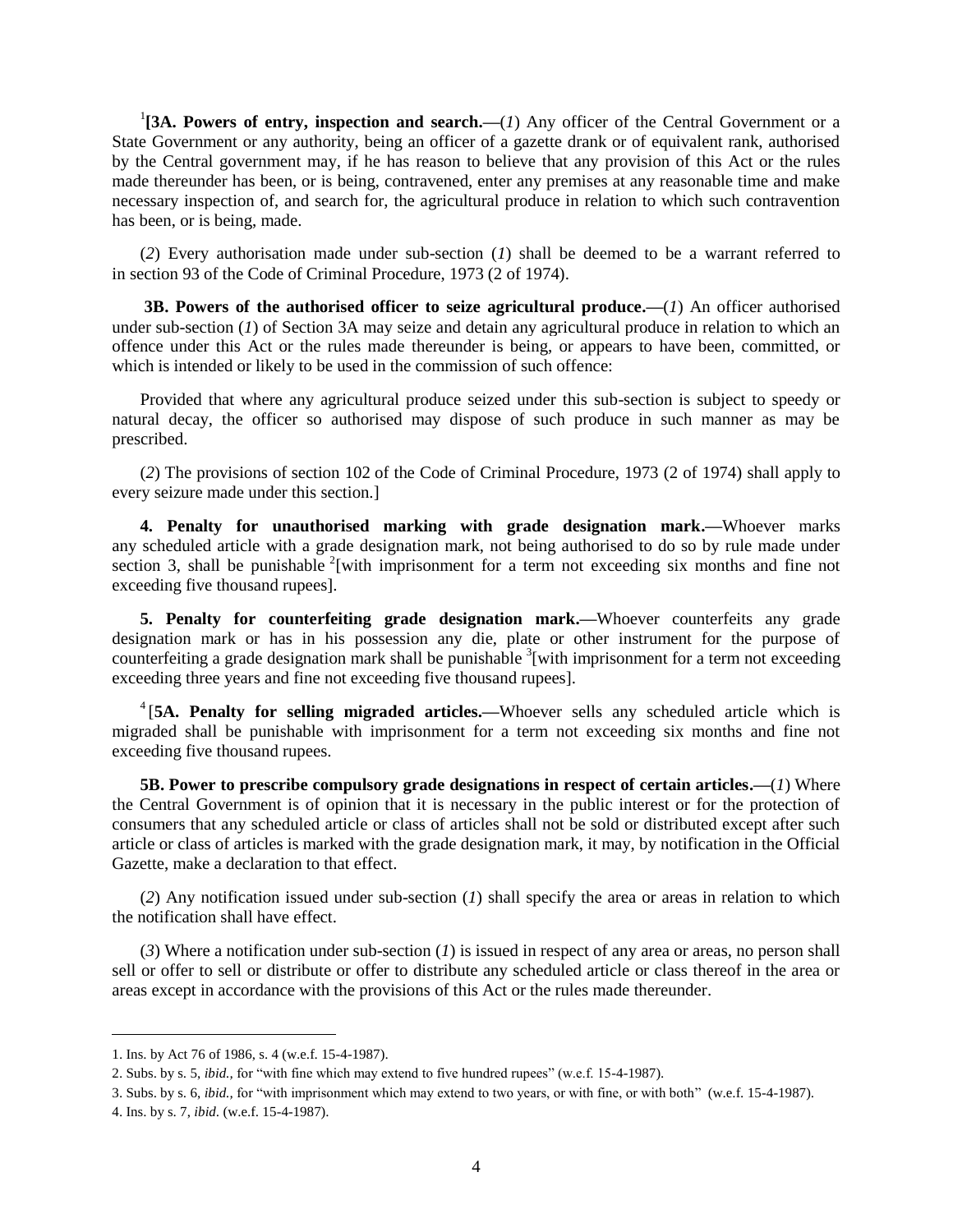[1]**[3A. Powers of entry, inspection and search.**—(*1*) Any officer of the Central Government or a State Government or any authority, being an officer of a gazette drank or of equivalent rank, authorised by the Central government may, if he has reason to believe that any provision of this Act or the rules made thereunder has been, or is being, contravened, enter any premises at any reasonable time and make necessary inspection of, and search for, the agricultural produce in relation to which such contravention has been, or is being, made.

(*2*) Every authorisation made under sub-section (*1*) shall be deemed to be a warrant referred to in section 93 of the Code of Criminal Procedure, 1973 (2 of 1974).

**3B. Powers of the authorised officer to seize agricultural produce.**—(*1*) An officer authorised under sub-section (*1*) of Section 3A may seize and detain any agricultural produce in relation to which an offence under this Act or the rules made thereunder is being, or appears to have been, committed, or which is intended or likely to be used in the commission of such offence:

Provided that where any agricultural produce seized under this sub-section is subject to speedy or natural decay, the officer so authorised may dispose of such produce in such manner as may be prescribed.

(*2*) The provisions of section 102 of the Code of Criminal Procedure, 1973 (2 of 1974) shall apply to every seizure made under this section.]

**4. Penalty for unauthorised marking with grade designation mark.**—Whoever marks any scheduled article with a grade designation mark, not being authorised to do so by rule made under section 3, shall be punishable [2][with imprisonment for a term not exceeding six months and fine not exceeding five thousand rupees].

**5. Penalty for counterfeiting grade designation mark.**—Whoever counterfeits any grade designation mark or has in his possession any die, plate or other instrument for the purpose of counterfeiting a grade designation mark shall be punishable [3][with imprisonment for a term not exceeding exceeding three years and fine not exceeding five thousand rupees].

[4][**5A. Penalty for selling migraded articles.**—Whoever sells any scheduled article which is migraded shall be punishable with imprisonment for a term not exceeding six months and fine not exceeding five thousand rupees.

**5B. Power to prescribe compulsory grade designations in respect of certain articles.**—(*1*) Where the Central Government is of opinion that it is necessary in the public interest or for the protection of consumers that any scheduled article or class of articles shall not be sold or distributed except after such article or class of articles is marked with the grade designation mark, it may, by notification in the Official Gazette, make a declaration to that effect.

(*2*) Any notification issued under sub-section (*1*) shall specify the area or areas in relation to which the notification shall have effect.

(*3*) Where a notification under sub-section (*1*) is issued in respect of any area or areas, no person shall sell or offer to sell or distribute or offer to distribute any scheduled article or class thereof in the area or areas except in accordance with the provisions of this Act or the rules made thereunder.

---

1. Ins. by Act 76 of 1986, s. 4 (w.e.f. 15-4-1987).
2. Subs. by s. 5, *ibid.,* for "with fine which may extend to five hundred rupees" (w.e.f. 15-4-1987).
3. Subs. by s. 6, *ibid.,* for "with imprisonment which may extend to two years, or with fine, or with both" (w.e.f. 15-4-1987).
4. Ins. by s. 7, *ibid*. (w.e.f. 15-4-1987).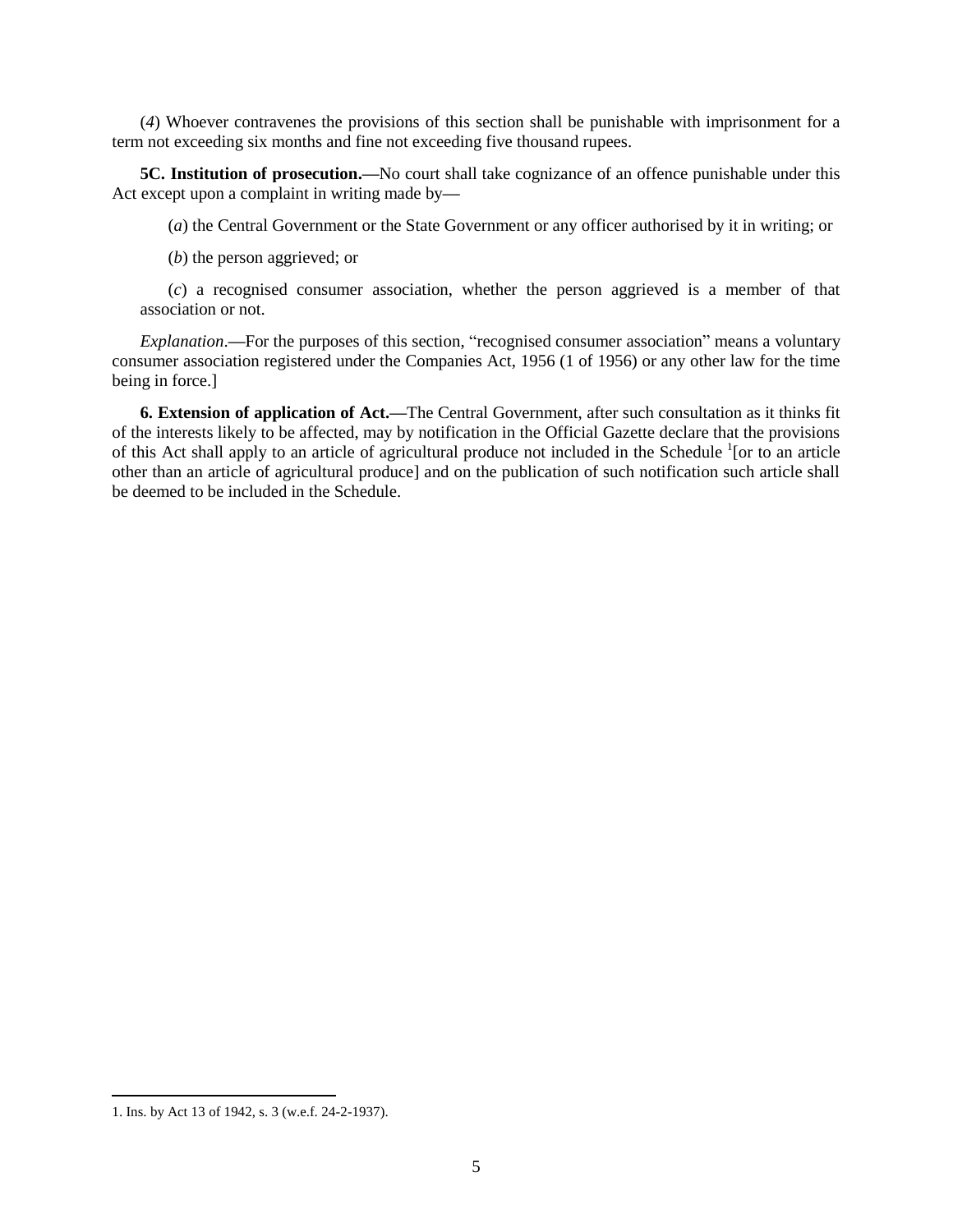(*4*) Whoever contravenes the provisions of this section shall be punishable with imprisonment for a term not exceeding six months and fine not exceeding five thousand rupees.

**5C. Institution of prosecution.—**No court shall take cognizance of an offence punishable under this Act except upon a complaint in writing made by**—**

(*a*) the Central Government or the State Government or any officer authorised by it in writing; or

(*b*) the person aggrieved; or

(*c*) a recognised consumer association, whether the person aggrieved is a member of that association or not.

*Explanation*.**—**For the purposes of this section, "recognised consumer association" means a voluntary consumer association registered under the Companies Act, 1956 (1 of 1956) or any other law for the time being in force.]

**6. Extension of application of Act.**—The Central Government, after such consultation as it thinks fit of the interests likely to be affected, may by notification in the Official Gazette declare that the provisions of this Act shall apply to an article of agricultural produce not included in the Schedule [1][or to an article other than an article of agricultural produce] and on the publication of such notification such article shall be deemed to be included in the Schedule.

1. Ins. by Act 13 of 1942, s. 3 (w.e.f. 24-2-1937).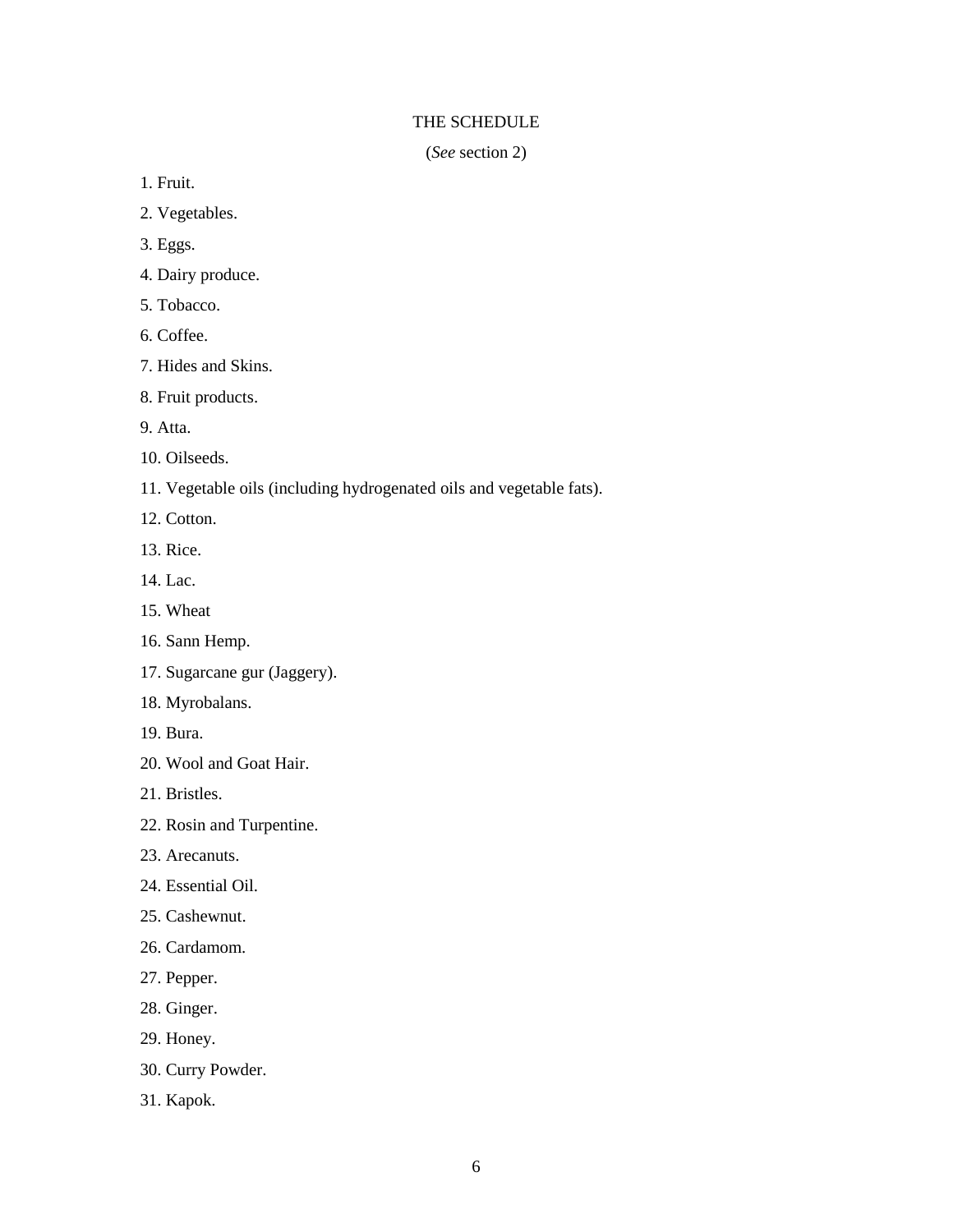# THE SCHEDULE

(*See* section 2)

1. Fruit.

2. Vegetables.

3. Eggs.

4. Dairy produce.

5. Tobacco.

6. Coffee.

7. Hides and Skins.

8. Fruit products.

9. Atta.

10. Oilseeds.

11. Vegetable oils (including hydrogenated oils and vegetable fats).

12. Cotton.

13. Rice.

14. Lac.

15. Wheat

16. Sann Hemp.

17. Sugarcane gur (Jaggery).

18. Myrobalans.

19. Bura.

20. Wool and Goat Hair.

21. Bristles.

22. Rosin and Turpentine.

23. Arecanuts.

24. Essential Oil.

25. Cashewnut.

26. Cardamom.

27. Pepper.

28. Ginger.

29. Honey.

30. Curry Powder.

31. Kapok.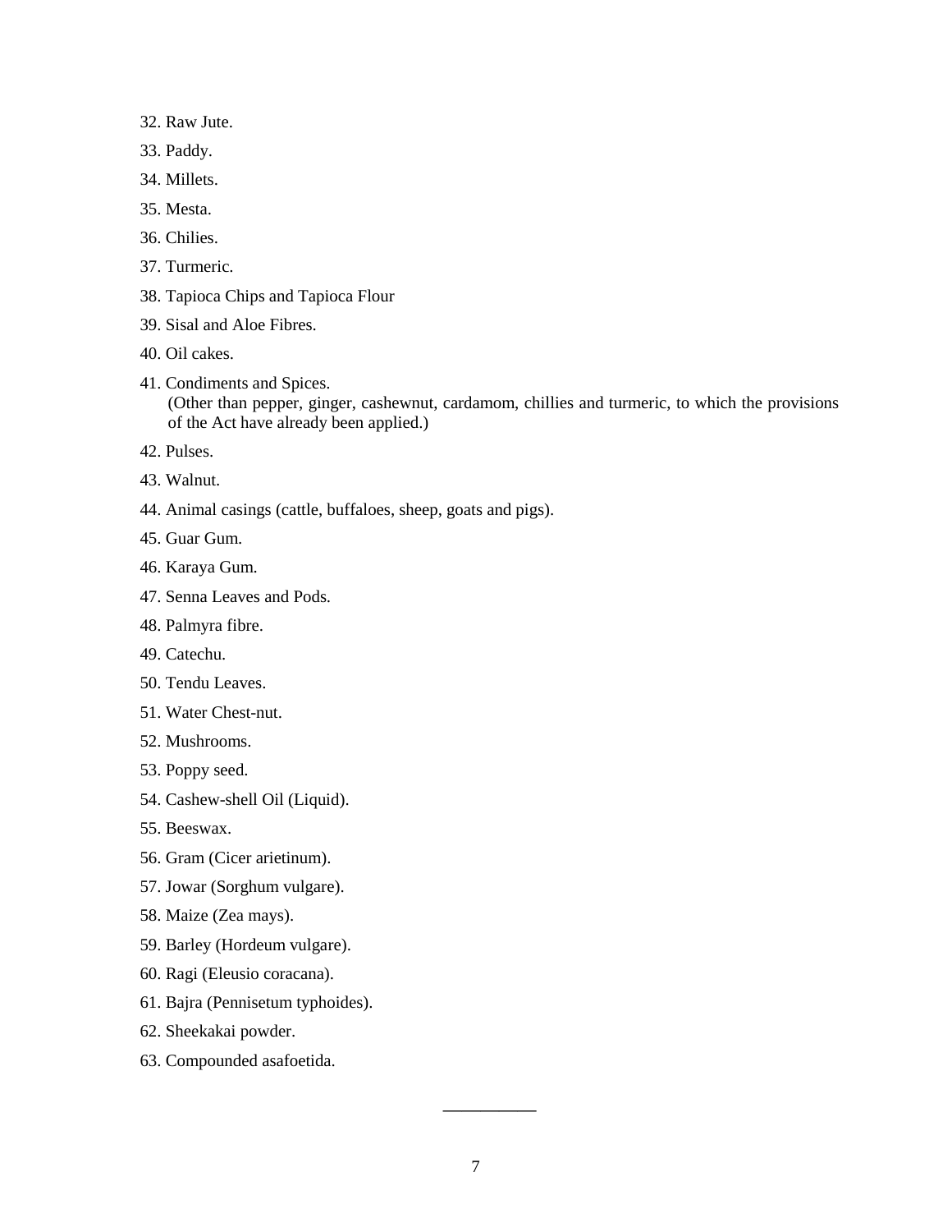32. Raw Jute.
33. Paddy.
34. Millets.
35. Mesta.
36. Chilies.
37. Turmeric.
38. Tapioca Chips and Tapioca Flour
39. Sisal and Aloe Fibres.
40. Oil cakes.
41. Condiments and Spices.
    (Other than pepper, ginger, cashewnut, cardamom, chillies and turmeric, to which the provisions of the Act have already been applied.)
42. Pulses.
43. Walnut.
44. Animal casings (cattle, buffaloes, sheep, goats and pigs).
45. Guar Gum.
46. Karaya Gum.
47. Senna Leaves and Pods.
48. Palmyra fibre.
49. Catechu.
50. Tendu Leaves.
51. Water Chest-nut.
52. Mushrooms.
53. Poppy seed.
54. Cashew-shell Oil (Liquid).
55. Beeswax.
56. Gram (Cicer arietinum).
57. Jowar (Sorghum vulgare).
58. Maize (Zea mays).
59. Barley (Hordeum vulgare).
60. Ragi (Eleusio coracana).
61. Bajra (Pennisetum typhoides).
62. Sheekakai powder.
63. Compounded asafoetida.

---